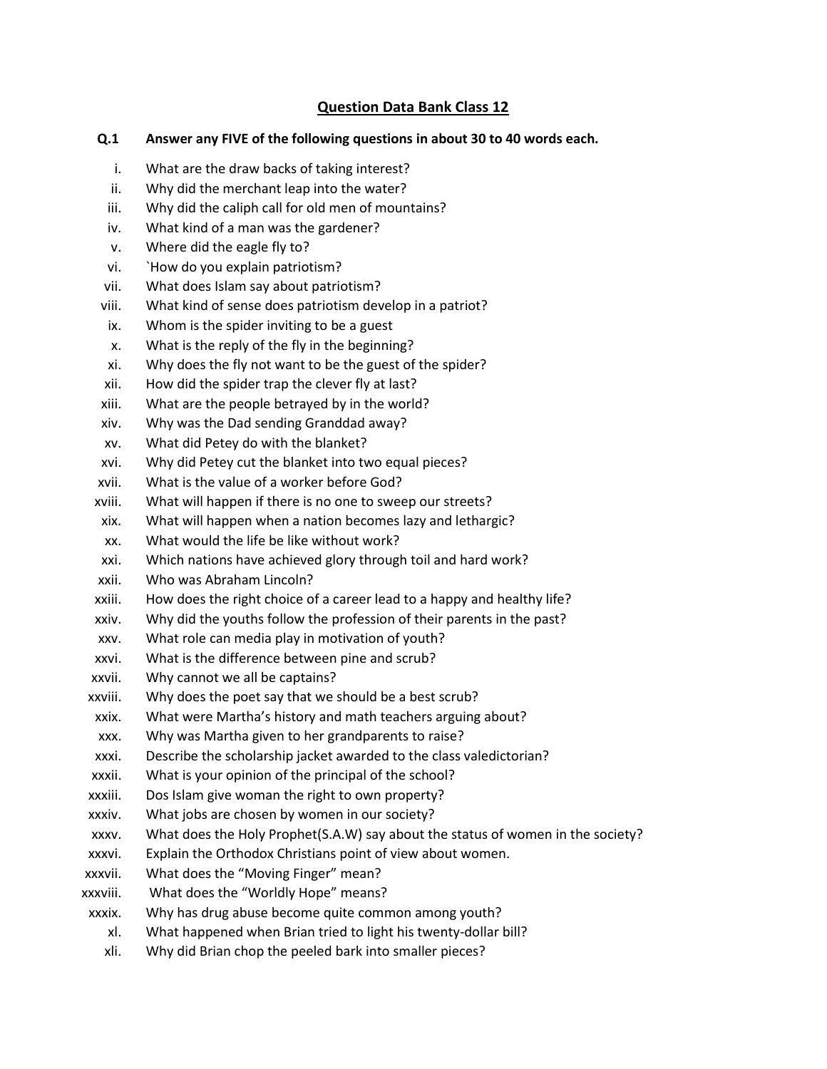## Question Data Bank Class 12

**Q.1 Answer any FIVE of the following questions in about 30 to 40 words each.**

i. What are the draw backs of taking interest?
ii. Why did the merchant leap into the water?
iii. Why did the caliph call for old men of mountains?
iv. What kind of a man was the gardener?
v. Where did the eagle fly to?
vi. `How do you explain patriotism?
vii. What does Islam say about patriotism?
viii. What kind of sense does patriotism develop in a patriot?
ix. Whom is the spider inviting to be a guest
x. What is the reply of the fly in the beginning?
xi. Why does the fly not want to be the guest of the spider?
xii. How did the spider trap the clever fly at last?
xiii. What are the people betrayed by in the world?
xiv. Why was the Dad sending Granddad away?
xv. What did Petey do with the blanket?
xvi. Why did Petey cut the blanket into two equal pieces?
xvii. What is the value of a worker before God?
xviii. What will happen if there is no one to sweep our streets?
xix. What will happen when a nation becomes lazy and lethargic?
xx. What would the life be like without work?
xxi. Which nations have achieved glory through toil and hard work?
xxii. Who was Abraham Lincoln?
xxiii. How does the right choice of a career lead to a happy and healthy life?
xxiv. Why did the youths follow the profession of their parents in the past?
xxv. What role can media play in motivation of youth?
xxvi. What is the difference between pine and scrub?
xxvii. Why cannot we all be captains?
xxviii. Why does the poet say that we should be a best scrub?
xxix. What were Martha's history and math teachers arguing about?
xxx. Why was Martha given to her grandparents to raise?
xxxi. Describe the scholarship jacket awarded to the class valedictorian?
xxxii. What is your opinion of the principal of the school?
xxxiii. Dos Islam give woman the right to own property?
xxxiv. What jobs are chosen by women in our society?
xxxv. What does the Holy Prophet(S.A.W) say about the status of women in the society?
xxxvi. Explain the Orthodox Christians point of view about women.
xxxvii. What does the "Moving Finger" mean?
xxxviii. What does the "Worldly Hope" means?
xxxix. Why has drug abuse become quite common among youth?
xl. What happened when Brian tried to light his twenty-dollar bill?
xli. Why did Brian chop the peeled bark into smaller pieces?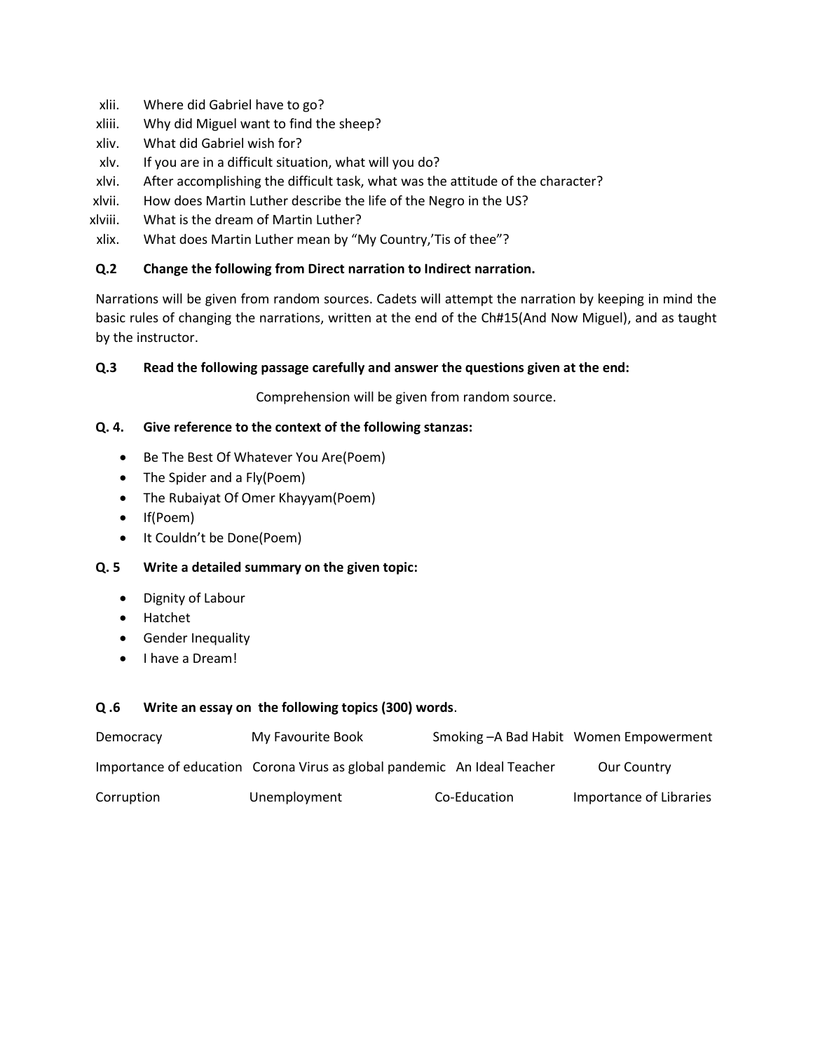xlii. Where did Gabriel have to go?
xliii. Why did Miguel want to find the sheep?
xliv. What did Gabriel wish for?
xlv. If you are in a difficult situation, what will you do?
xlvi. After accomplishing the difficult task, what was the attitude of the character?
xlvii. How does Martin Luther describe the life of the Negro in the US?
xlviii. What is the dream of Martin Luther?
xlix. What does Martin Luther mean by "My Country,'Tis of thee"?

**Q.2 Change the following from Direct narration to Indirect narration.**

Narrations will be given from random sources. Cadets will attempt the narration by keeping in mind the basic rules of changing the narrations, written at the end of the Ch#15(And Now Miguel), and as taught by the instructor.

**Q.3 Read the following passage carefully and answer the questions given at the end:**

Comprehension will be given from random source.

**Q. 4. Give reference to the context of the following stanzas:**

- Be The Best Of Whatever You Are(Poem)
- The Spider and a Fly(Poem)
- The Rubaiyat Of Omer Khayyam(Poem)
- If(Poem)
- It Couldn't be Done(Poem)

**Q. 5 Write a detailed summary on the given topic:**

- Dignity of Labour
- Hatchet
- Gender Inequality
- I have a Dream!

**Q .6 Write an essay on the following topics (300) words**.

| | | | |
|---|---|---|---|
| Democracy | My Favourite Book | Smoking –A Bad Habit | Women Empowerment |
| Importance of education | Corona Virus as global pandemic | An Ideal Teacher | Our Country |
| Corruption | Unemployment | Co-Education | Importance of Libraries |